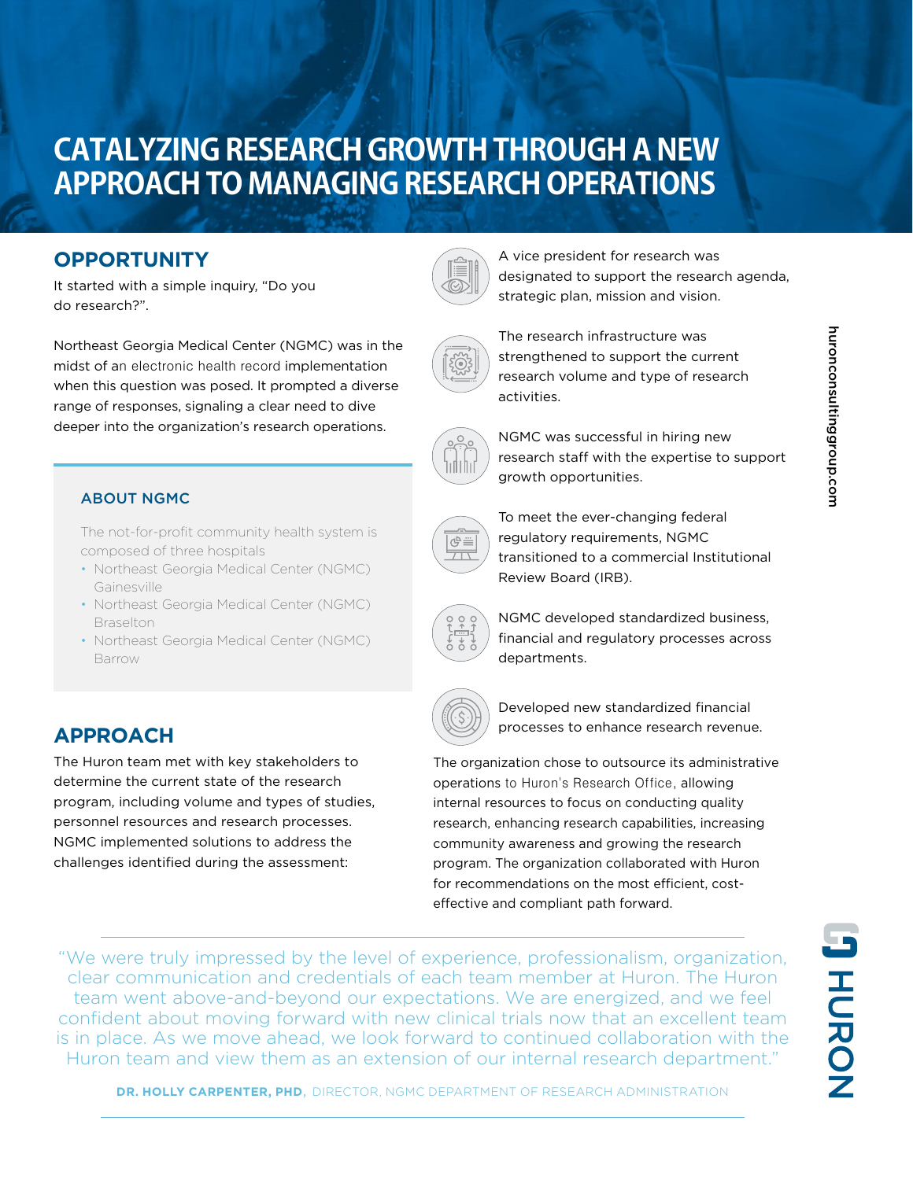# CATALYZING RESEARCH GROWTH THROUGH A NEW APPROACH TO MANAGING RESEARCH OPERATIONS

## OPPORTUNITY

It started with a simple inquiry, "Do you do research?".

Northeast Georgia Medical Center (NGMC) was in the midst of an electronic health record implementation when this question was posed. It prompted a diverse range of responses, signaling a clear need to dive deeper into the organization's research operations.

### ABOUT NGMC

The not-for-profit community health system is composed of three hospitals

- Northeast Georgia Medical Center (NGMC) Gainesville
- Northeast Georgia Medical Center (NGMC) Braselton
- Northeast Georgia Medical Center (NGMC) Barrow

## APPROACH

The Huron team met with key stakeholders to determine the current state of the research program, including volume and types of studies, personnel resources and research processes. NGMC implemented solutions to address the challenges identified during the assessment:

- A vice president for research was designated to support the research agenda, strategic plan, mission and vision.
- The research infrastructure was strengthened to support the current research volume and type of research activities.
- NGMC was successful in hiring new research staff with the expertise to support growth opportunities.
- To meet the ever-changing federal regulatory requirements, NGMC transitioned to a commercial Institutional Review Board (IRB).
- NGMC developed standardized business, financial and regulatory processes across departments.
- Developed new standardized financial processes to enhance research revenue.

The organization chose to outsource its administrative operations to Huron's Research Office, allowing internal resources to focus on conducting quality research, enhancing research capabilities, increasing community awareness and growing the research program. The organization collaborated with Huron for recommendations on the most efficient, cost-effective and compliant path forward.

> "We were truly impressed by the level of experience, professionalism, organization, clear communication and credentials of each team member at Huron. The Huron team went above-and-beyond our expectations. We are energized, and we feel confident about moving forward with new clinical trials now that an excellent team is in place. As we move ahead, we look forward to continued collaboration with the Huron team and view them as an extension of our internal research department."
>
> **DR. HOLLY CARPENTER, PHD**, DIRECTOR, NGMC DEPARTMENT OF RESEARCH ADMINISTRATION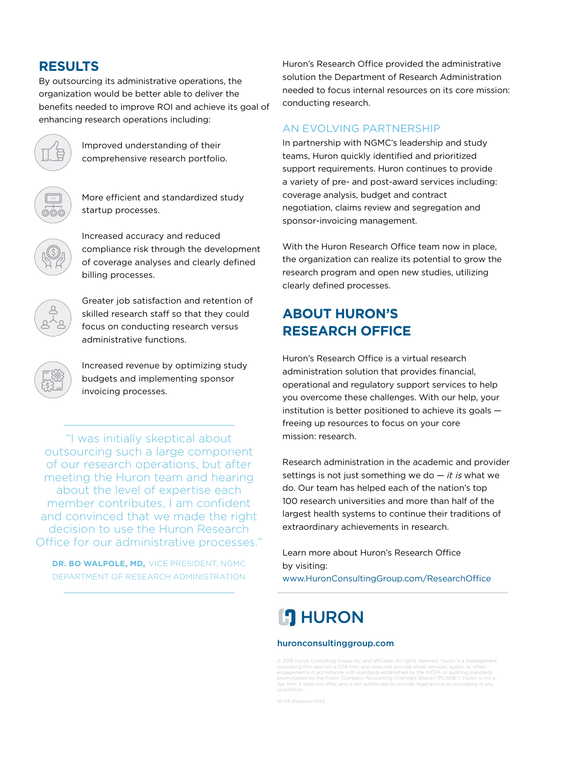## RESULTS

By outsourcing its administrative operations, the organization would be better able to deliver the benefits needed to improve ROI and achieve its goal of enhancing research operations including:

- Improved understanding of their comprehensive research portfolio.
- More efficient and standardized study startup processes.
- Increased accuracy and reduced compliance risk through the development of coverage analyses and clearly defined billing processes.
- Greater job satisfaction and retention of skilled research staff so that they could focus on conducting research versus administrative functions.
- Increased revenue by optimizing study budgets and implementing sponsor invoicing processes.

> "I was initially skeptical about outsourcing such a large component of our research operations, but after meeting the Huron team and hearing about the level of expertise each member contributes, I am confident and convinced that we made the right decision to use the Huron Research Office for our administrative processes."
>
> **DR. BO WALPOLE, MD,** VICE PRESIDENT, NGMC DEPARTMENT OF RESEARCH ADMINISTRATION

Huron's Research Office provided the administrative solution the Department of Research Administration needed to focus internal resources on its core mission: conducting research.

### AN EVOLVING PARTNERSHIP

In partnership with NGMC's leadership and study teams, Huron quickly identified and prioritized support requirements. Huron continues to provide a variety of pre- and post-award services including: coverage analysis, budget and contract negotiation, claims review and segregation and sponsor-invoicing management.

With the Huron Research Office team now in place, the organization can realize its potential to grow the research program and open new studies, utilizing clearly defined processes.

## ABOUT HURON'S RESEARCH OFFICE

Huron's Research Office is a virtual research administration solution that provides financial, operational and regulatory support services to help you overcome these challenges. With our help, your institution is better positioned to achieve its goals — freeing up resources to focus on your core mission: research.

Research administration in the academic and provider settings is not just something we do — *it is* what we do. Our team has helped each of the nation's top 100 research universities and more than half of the largest health systems to continue their traditions of extraordinary achievements in research.

Learn more about Huron's Research Office by visiting:
www.HuronConsultingGroup.com/ResearchOffice

**HURON**

**huronconsultinggroup.com**

© 2018 Huron Consulting Group Inc. and affiliates. All rights reserved. Huron is a management consulting firm and not a CPA firm, and does not provide attest services, audits, or other engagements in accordance with standards established by the AICPA or auditing standards promulgated by the Public Company Accounting Oversight Board ("PCAOB"). Huron is not a law firm; it does not offer, and is not authorized to provide, legal advice or counseling in any jurisdiction.

18-HE-Practice-0143